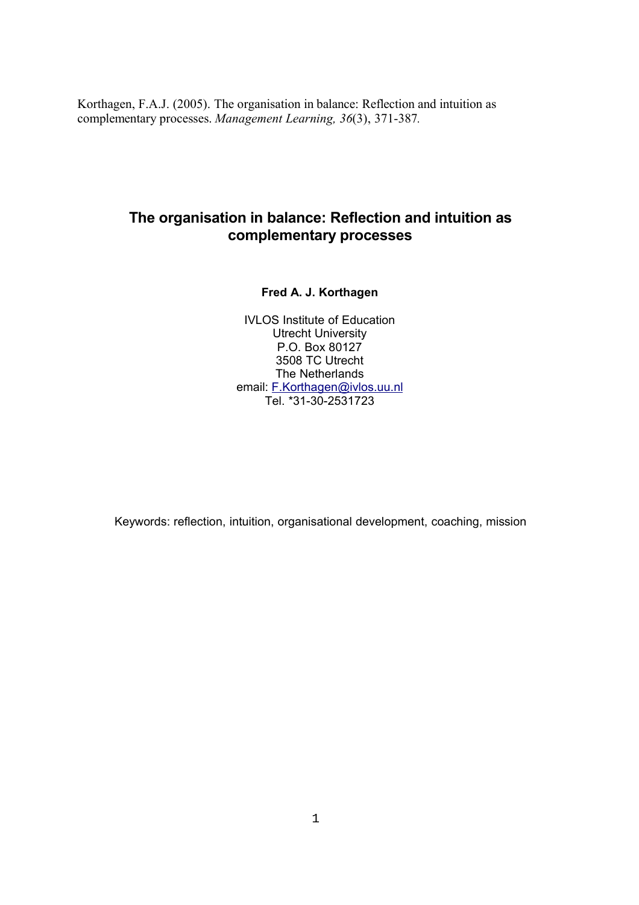Korthagen, F.A.J. (2005). The organisation in balance: Reflection and intuition as complementary processes. *Management Learning, 36*(3), 371-387.

# The organisation in balance: Reflection and intuition as complementary processes

**Fred A. J. Korthagen**

IVLOS Institute of Education
Utrecht University
P.O. Box 80127
3508 TC Utrecht
The Netherlands
email: F.Korthagen@ivlos.uu.nl
Tel. *31-30-2531723

Keywords: reflection, intuition, organisational development, coaching, mission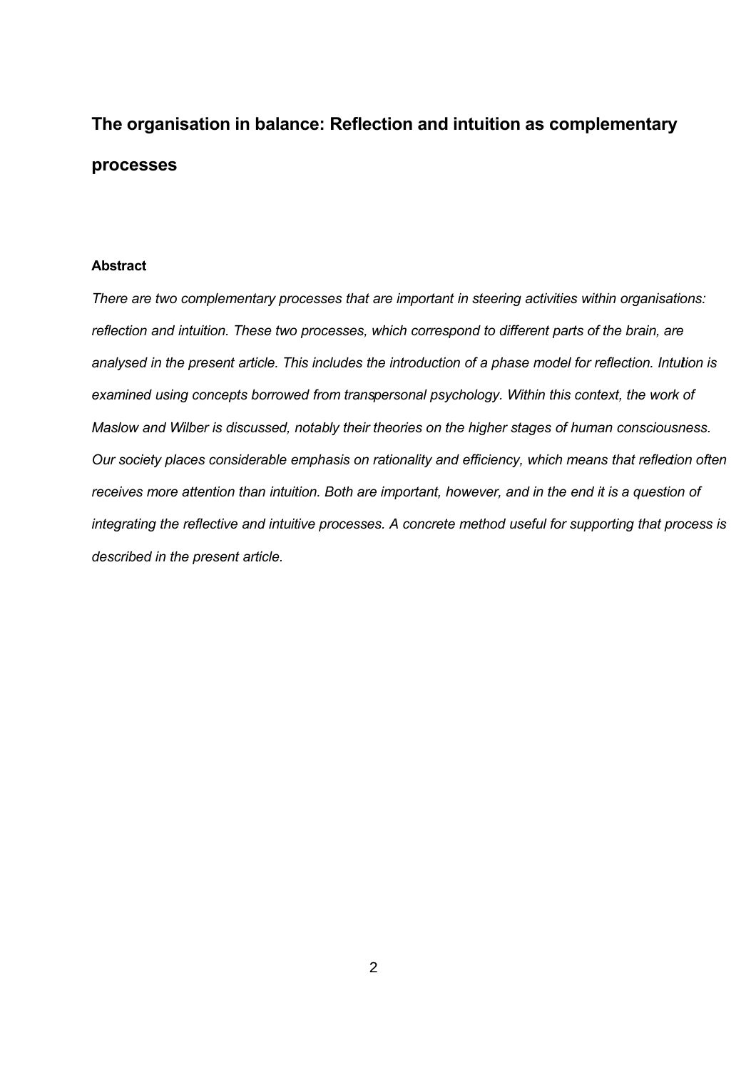# The organisation in balance: Reflection and intuition as complementary processes

### Abstract

*There are two complementary processes that are important in steering activities within organisations: reflection and intuition. These two processes, which correspond to different parts of the brain, are analysed in the present article. This includes the introduction of a phase model for reflection. Intuition is examined using concepts borrowed from transpersonal psychology. Within this context, the work of Maslow and Wilber is discussed, notably their theories on the higher stages of human consciousness. Our society places considerable emphasis on rationality and efficiency, which means that reflection often receives more attention than intuition. Both are important, however, and in the end it is a question of integrating the reflective and intuitive processes. A concrete method useful for supporting that process is described in the present article.*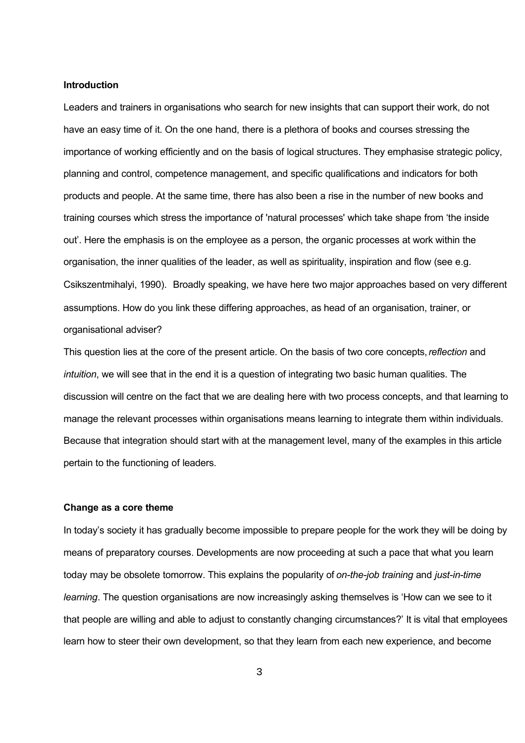## Introduction

Leaders and trainers in organisations who search for new insights that can support their work, do not have an easy time of it. On the one hand, there is a plethora of books and courses stressing the importance of working efficiently and on the basis of logical structures. They emphasise strategic policy, planning and control, competence management, and specific qualifications and indicators for both products and people. At the same time, there has also been a rise in the number of new books and training courses which stress the importance of 'natural processes' which take shape from 'the inside out'. Here the emphasis is on the employee as a person, the organic processes at work within the organisation, the inner qualities of the leader, as well as spirituality, inspiration and flow (see e.g. Csikszentmihalyi, 1990). Broadly speaking, we have here two major approaches based on very different assumptions. How do you link these differing approaches, as head of an organisation, trainer, or organisational adviser?

This question lies at the core of the present article. On the basis of two core concepts, *reflection* and *intuition*, we will see that in the end it is a question of integrating two basic human qualities. The discussion will centre on the fact that we are dealing here with two process concepts, and that learning to manage the relevant processes within organisations means learning to integrate them within individuals. Because that integration should start with at the management level, many of the examples in this article pertain to the functioning of leaders.

## Change as a core theme

In today's society it has gradually become impossible to prepare people for the work they will be doing by means of preparatory courses. Developments are now proceeding at such a pace that what you learn today may be obsolete tomorrow. This explains the popularity of *on-the-job training* and *just-in-time learning*. The question organisations are now increasingly asking themselves is 'How can we see to it that people are willing and able to adjust to constantly changing circumstances?' It is vital that employees learn how to steer their own development, so that they learn from each new experience, and become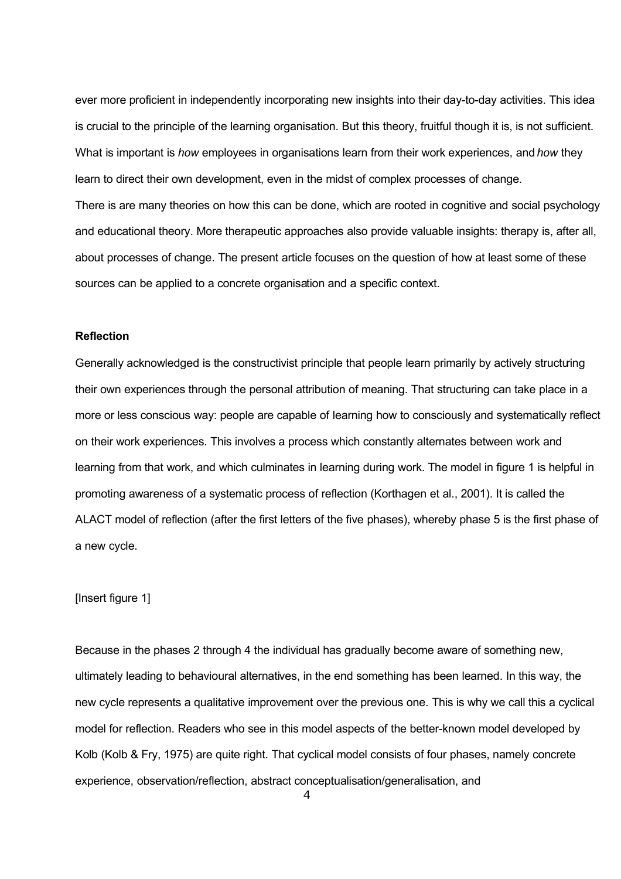ever more proficient in independently incorporating new insights into their day-to-day activities. This idea is crucial to the principle of the learning organisation. But this theory, fruitful though it is, is not sufficient. What is important is *how* employees in organisations learn from their work experiences, and *how* they learn to direct their own development, even in the midst of complex processes of change.

There is are many theories on how this can be done, which are rooted in cognitive and social psychology and educational theory. More therapeutic approaches also provide valuable insights: therapy is, after all, about processes of change. The present article focuses on the question of how at least some of these sources can be applied to a concrete organisation and a specific context.

**Reflection**

Generally acknowledged is the constructivist principle that people learn primarily by actively structuring their own experiences through the personal attribution of meaning. That structuring can take place in a more or less conscious way: people are capable of learning how to consciously and systematically reflect on their work experiences. This involves a process which constantly alternates between work and learning from that work, and which culminates in learning during work. The model in figure 1 is helpful in promoting awareness of a systematic process of reflection (Korthagen et al., 2001). It is called the ALACT model of reflection (after the first letters of the five phases), whereby phase 5 is the first phase of a new cycle.

[Insert figure 1]

Because in the phases 2 through 4 the individual has gradually become aware of something new, ultimately leading to behavioural alternatives, in the end something has been learned. In this way, the new cycle represents a qualitative improvement over the previous one. This is why we call this a cyclical model for reflection. Readers who see in this model aspects of the better-known model developed by Kolb (Kolb & Fry, 1975) are quite right. That cyclical model consists of four phases, namely concrete experience, observation/reflection, abstract conceptualisation/generalisation, and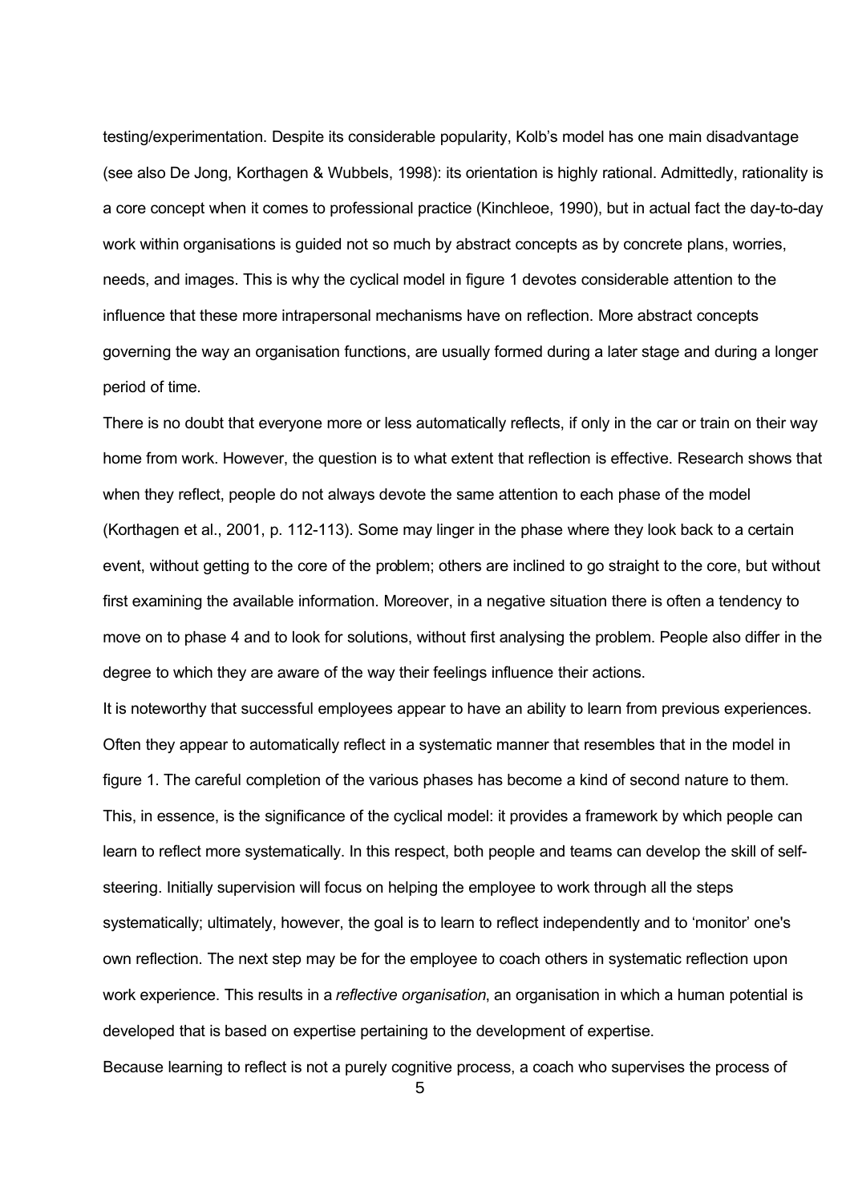testing/experimentation. Despite its considerable popularity, Kolb's model has one main disadvantage (see also De Jong, Korthagen & Wubbels, 1998): its orientation is highly rational. Admittedly, rationality is a core concept when it comes to professional practice (Kinchleoe, 1990), but in actual fact the day-to-day work within organisations is guided not so much by abstract concepts as by concrete plans, worries, needs, and images. This is why the cyclical model in figure 1 devotes considerable attention to the influence that these more intrapersonal mechanisms have on reflection. More abstract concepts governing the way an organisation functions, are usually formed during a later stage and during a longer period of time.

There is no doubt that everyone more or less automatically reflects, if only in the car or train on their way home from work. However, the question is to what extent that reflection is effective. Research shows that when they reflect, people do not always devote the same attention to each phase of the model (Korthagen et al., 2001, p. 112-113). Some may linger in the phase where they look back to a certain event, without getting to the core of the problem; others are inclined to go straight to the core, but without first examining the available information. Moreover, in a negative situation there is often a tendency to move on to phase 4 and to look for solutions, without first analysing the problem. People also differ in the degree to which they are aware of the way their feelings influence their actions.

It is noteworthy that successful employees appear to have an ability to learn from previous experiences. Often they appear to automatically reflect in a systematic manner that resembles that in the model in figure 1. The careful completion of the various phases has become a kind of second nature to them. This, in essence, is the significance of the cyclical model: it provides a framework by which people can learn to reflect more systematically. In this respect, both people and teams can develop the skill of self-steering. Initially supervision will focus on helping the employee to work through all the steps systematically; ultimately, however, the goal is to learn to reflect independently and to 'monitor' one's own reflection. The next step may be for the employee to coach others in systematic reflection upon work experience. This results in a *reflective organisation*, an organisation in which a human potential is developed that is based on expertise pertaining to the development of expertise.

Because learning to reflect is not a purely cognitive process, a coach who supervises the process of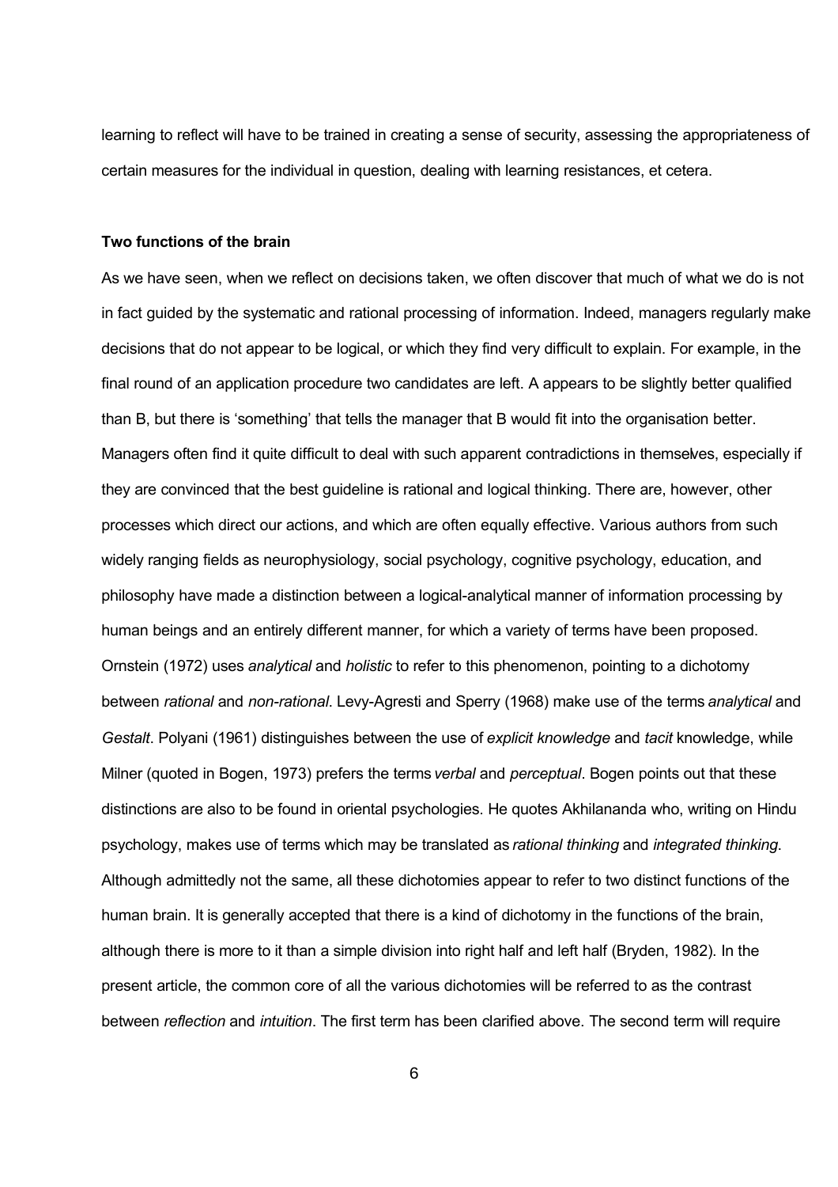learning to reflect will have to be trained in creating a sense of security, assessing the appropriateness of certain measures for the individual in question, dealing with learning resistances, et cetera.

**Two functions of the brain**

As we have seen, when we reflect on decisions taken, we often discover that much of what we do is not in fact guided by the systematic and rational processing of information. Indeed, managers regularly make decisions that do not appear to be logical, or which they find very difficult to explain. For example, in the final round of an application procedure two candidates are left. A appears to be slightly better qualified than B, but there is 'something' that tells the manager that B would fit into the organisation better. Managers often find it quite difficult to deal with such apparent contradictions in themselves, especially if they are convinced that the best guideline is rational and logical thinking. There are, however, other processes which direct our actions, and which are often equally effective. Various authors from such widely ranging fields as neurophysiology, social psychology, cognitive psychology, education, and philosophy have made a distinction between a logical-analytical manner of information processing by human beings and an entirely different manner, for which a variety of terms have been proposed. Ornstein (1972) uses *analytical* and *holistic* to refer to this phenomenon, pointing to a dichotomy between *rational* and *non-rational*. Levy-Agresti and Sperry (1968) make use of the terms *analytical* and *Gestalt*. Polyani (1961) distinguishes between the use of *explicit knowledge* and *tacit* knowledge, while Milner (quoted in Bogen, 1973) prefers the terms *verbal* and *perceptual*. Bogen points out that these distinctions are also to be found in oriental psychologies. He quotes Akhilananda who, writing on Hindu psychology, makes use of terms which may be translated as *rational thinking* and *integrated thinking*. Although admittedly not the same, all these dichotomies appear to refer to two distinct functions of the human brain. It is generally accepted that there is a kind of dichotomy in the functions of the brain, although there is more to it than a simple division into right half and left half (Bryden, 1982). In the present article, the common core of all the various dichotomies will be referred to as the contrast between *reflection* and *intuition*. The first term has been clarified above. The second term will require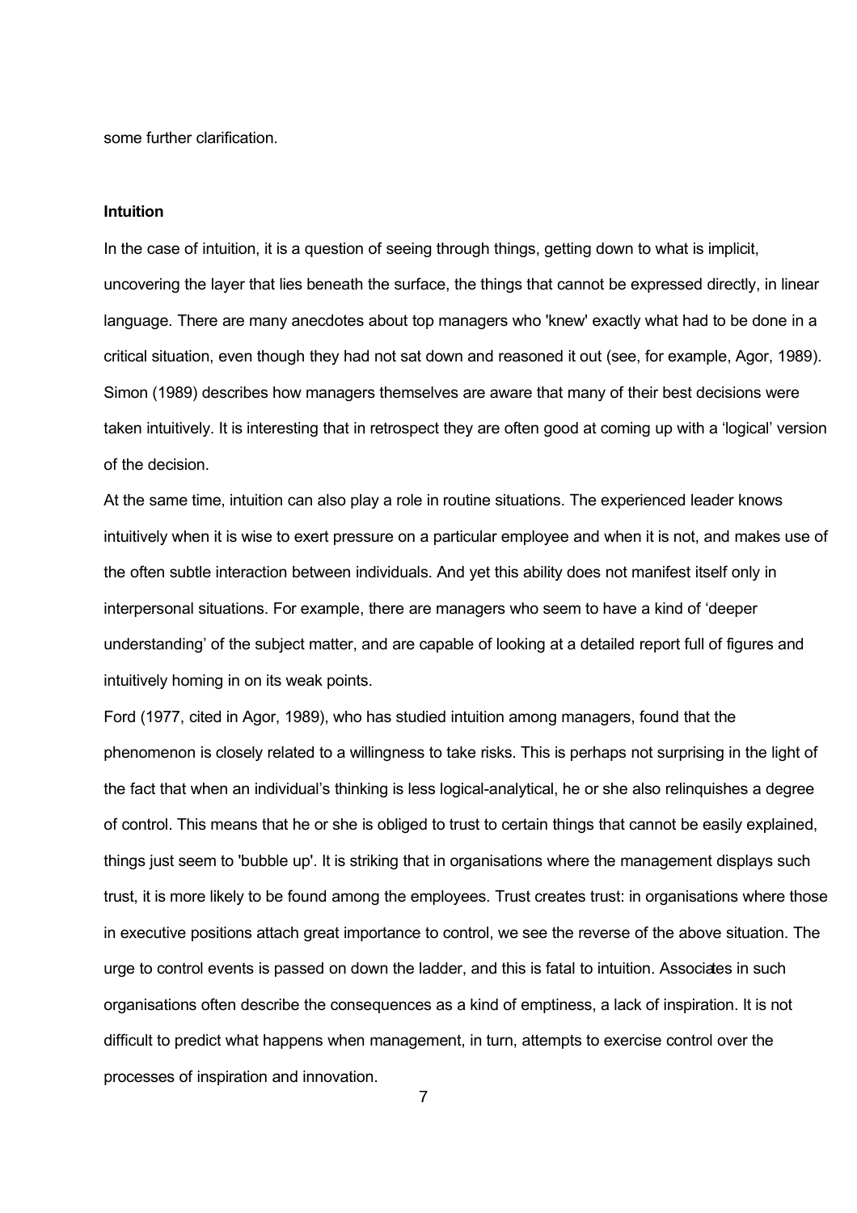some further clarification.

**Intuition**

In the case of intuition, it is a question of seeing through things, getting down to what is implicit, uncovering the layer that lies beneath the surface, the things that cannot be expressed directly, in linear language. There are many anecdotes about top managers who 'knew' exactly what had to be done in a critical situation, even though they had not sat down and reasoned it out (see, for example, Agor, 1989). Simon (1989) describes how managers themselves are aware that many of their best decisions were taken intuitively. It is interesting that in retrospect they are often good at coming up with a 'logical' version of the decision.

At the same time, intuition can also play a role in routine situations. The experienced leader knows intuitively when it is wise to exert pressure on a particular employee and when it is not, and makes use of the often subtle interaction between individuals. And yet this ability does not manifest itself only in interpersonal situations. For example, there are managers who seem to have a kind of 'deeper understanding' of the subject matter, and are capable of looking at a detailed report full of figures and intuitively homing in on its weak points.

Ford (1977, cited in Agor, 1989), who has studied intuition among managers, found that the phenomenon is closely related to a willingness to take risks. This is perhaps not surprising in the light of the fact that when an individual's thinking is less logical-analytical, he or she also relinquishes a degree of control. This means that he or she is obliged to trust to certain things that cannot be easily explained, things just seem to 'bubble up'. It is striking that in organisations where the management displays such trust, it is more likely to be found among the employees. Trust creates trust: in organisations where those in executive positions attach great importance to control, we see the reverse of the above situation. The urge to control events is passed on down the ladder, and this is fatal to intuition. Associates in such organisations often describe the consequences as a kind of emptiness, a lack of inspiration. It is not difficult to predict what happens when management, in turn, attempts to exercise control over the processes of inspiration and innovation.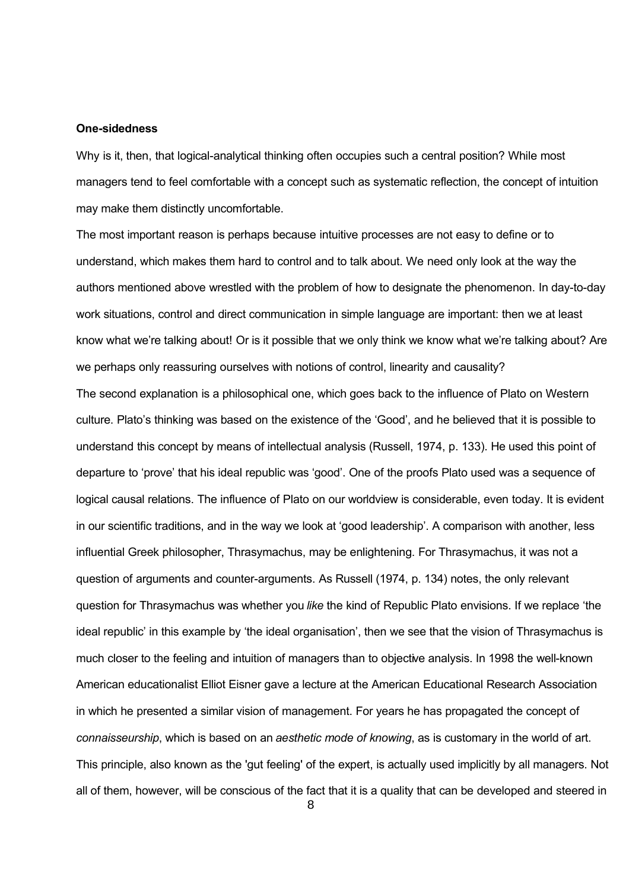**One-sidedness**

Why is it, then, that logical-analytical thinking often occupies such a central position? While most managers tend to feel comfortable with a concept such as systematic reflection, the concept of intuition may make them distinctly uncomfortable.

The most important reason is perhaps because intuitive processes are not easy to define or to understand, which makes them hard to control and to talk about. We need only look at the way the authors mentioned above wrestled with the problem of how to designate the phenomenon. In day-to-day work situations, control and direct communication in simple language are important: then we at least know what we're talking about! Or is it possible that we only think we know what we're talking about? Are we perhaps only reassuring ourselves with notions of control, linearity and causality?

The second explanation is a philosophical one, which goes back to the influence of Plato on Western culture. Plato's thinking was based on the existence of the 'Good', and he believed that it is possible to understand this concept by means of intellectual analysis (Russell, 1974, p. 133). He used this point of departure to 'prove' that his ideal republic was 'good'. One of the proofs Plato used was a sequence of logical causal relations. The influence of Plato on our worldview is considerable, even today. It is evident in our scientific traditions, and in the way we look at 'good leadership'. A comparison with another, less influential Greek philosopher, Thrasymachus, may be enlightening. For Thrasymachus, it was not a question of arguments and counter-arguments. As Russell (1974, p. 134) notes, the only relevant question for Thrasymachus was whether you *like* the kind of Republic Plato envisions. If we replace 'the ideal republic' in this example by 'the ideal organisation', then we see that the vision of Thrasymachus is much closer to the feeling and intuition of managers than to objective analysis. In 1998 the well-known American educationalist Elliot Eisner gave a lecture at the American Educational Research Association in which he presented a similar vision of management. For years he has propagated the concept of *connaisseurship*, which is based on an *aesthetic mode of knowing*, as is customary in the world of art. This principle, also known as the 'gut feeling' of the expert, is actually used implicitly by all managers. Not all of them, however, will be conscious of the fact that it is a quality that can be developed and steered in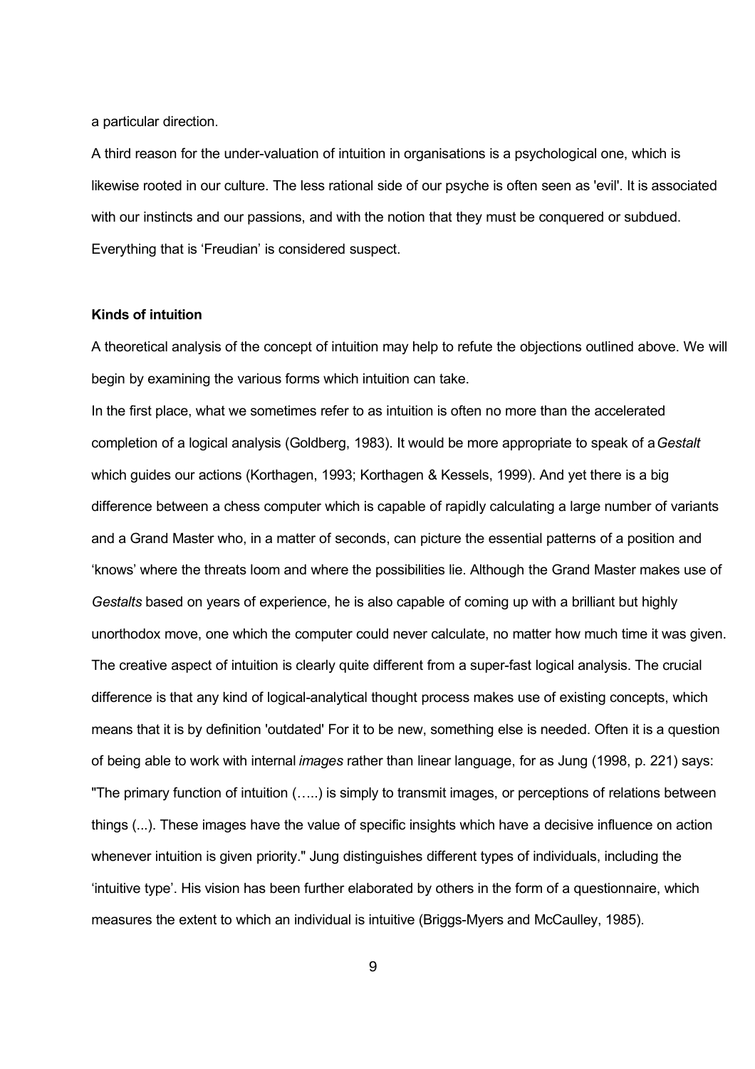a particular direction.

A third reason for the under-valuation of intuition in organisations is a psychological one, which is likewise rooted in our culture. The less rational side of our psyche is often seen as 'evil'. It is associated with our instincts and our passions, and with the notion that they must be conquered or subdued. Everything that is 'Freudian' is considered suspect.

**Kinds of intuition**

A theoretical analysis of the concept of intuition may help to refute the objections outlined above. We will begin by examining the various forms which intuition can take.

In the first place, what we sometimes refer to as intuition is often no more than the accelerated completion of a logical analysis (Goldberg, 1983). It would be more appropriate to speak of a *Gestalt* which guides our actions (Korthagen, 1993; Korthagen & Kessels, 1999). And yet there is a big difference between a chess computer which is capable of rapidly calculating a large number of variants and a Grand Master who, in a matter of seconds, can picture the essential patterns of a position and 'knows' where the threats loom and where the possibilities lie. Although the Grand Master makes use of *Gestalts* based on years of experience, he is also capable of coming up with a brilliant but highly unorthodox move, one which the computer could never calculate, no matter how much time it was given. The creative aspect of intuition is clearly quite different from a super-fast logical analysis. The crucial difference is that any kind of logical-analytical thought process makes use of existing concepts, which means that it is by definition 'outdated' For it to be new, something else is needed. Often it is a question of being able to work with internal *images* rather than linear language, for as Jung (1998, p. 221) says: "The primary function of intuition (…..) is simply to transmit images, or perceptions of relations between things (...). These images have the value of specific insights which have a decisive influence on action whenever intuition is given priority." Jung distinguishes different types of individuals, including the 'intuitive type'. His vision has been further elaborated by others in the form of a questionnaire, which measures the extent to which an individual is intuitive (Briggs-Myers and McCaulley, 1985).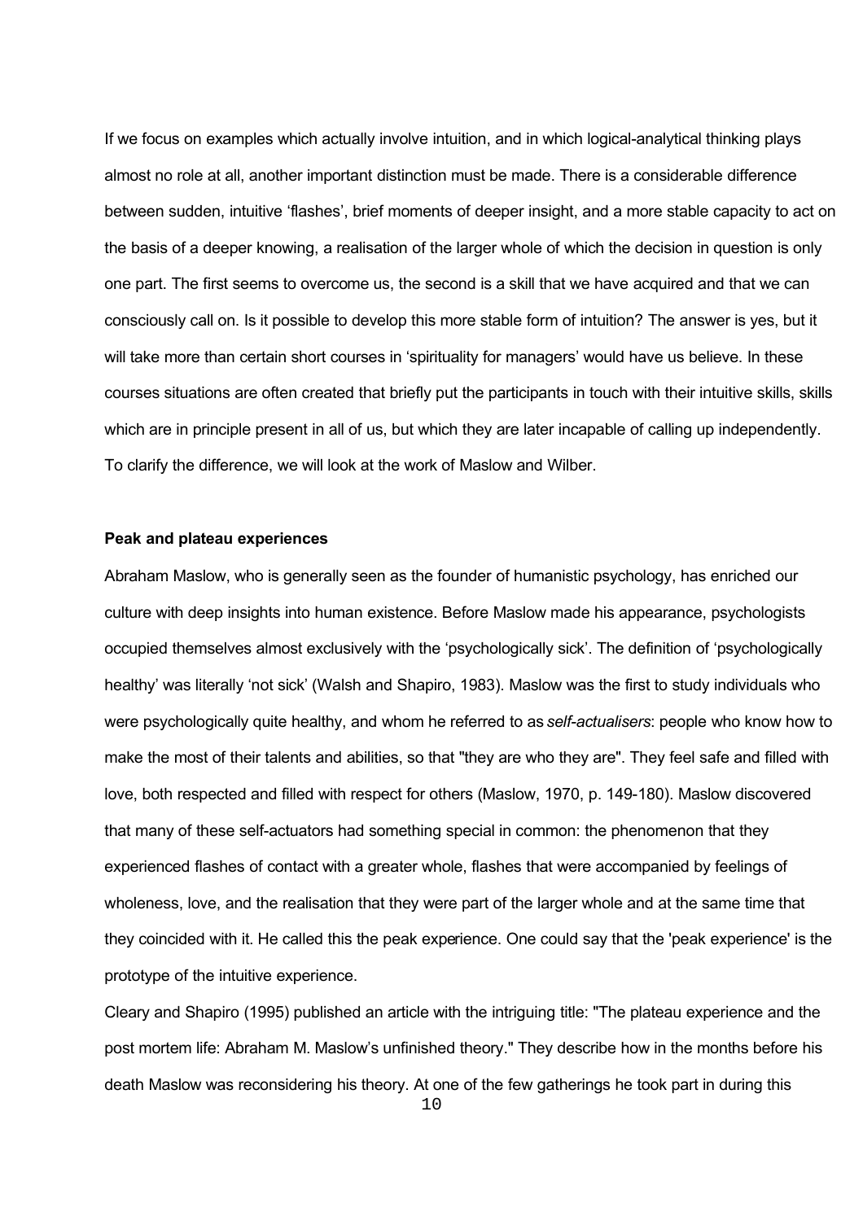If we focus on examples which actually involve intuition, and in which logical-analytical thinking plays almost no role at all, another important distinction must be made. There is a considerable difference between sudden, intuitive 'flashes', brief moments of deeper insight, and a more stable capacity to act on the basis of a deeper knowing, a realisation of the larger whole of which the decision in question is only one part. The first seems to overcome us, the second is a skill that we have acquired and that we can consciously call on. Is it possible to develop this more stable form of intuition? The answer is yes, but it will take more than certain short courses in 'spirituality for managers' would have us believe. In these courses situations are often created that briefly put the participants in touch with their intuitive skills, skills which are in principle present in all of us, but which they are later incapable of calling up independently. To clarify the difference, we will look at the work of Maslow and Wilber.

**Peak and plateau experiences**

Abraham Maslow, who is generally seen as the founder of humanistic psychology, has enriched our culture with deep insights into human existence. Before Maslow made his appearance, psychologists occupied themselves almost exclusively with the 'psychologically sick'. The definition of 'psychologically healthy' was literally 'not sick' (Walsh and Shapiro, 1983). Maslow was the first to study individuals who were psychologically quite healthy, and whom he referred to as *self-actualisers*: people who know how to make the most of their talents and abilities, so that "they are who they are". They feel safe and filled with love, both respected and filled with respect for others (Maslow, 1970, p. 149-180). Maslow discovered that many of these self-actuators had something special in common: the phenomenon that they experienced flashes of contact with a greater whole, flashes that were accompanied by feelings of wholeness, love, and the realisation that they were part of the larger whole and at the same time that they coincided with it. He called this the peak experience. One could say that the 'peak experience' is the prototype of the intuitive experience.

Cleary and Shapiro (1995) published an article with the intriguing title: "The plateau experience and the post mortem life: Abraham M. Maslow's unfinished theory." They describe how in the months before his death Maslow was reconsidering his theory. At one of the few gatherings he took part in during this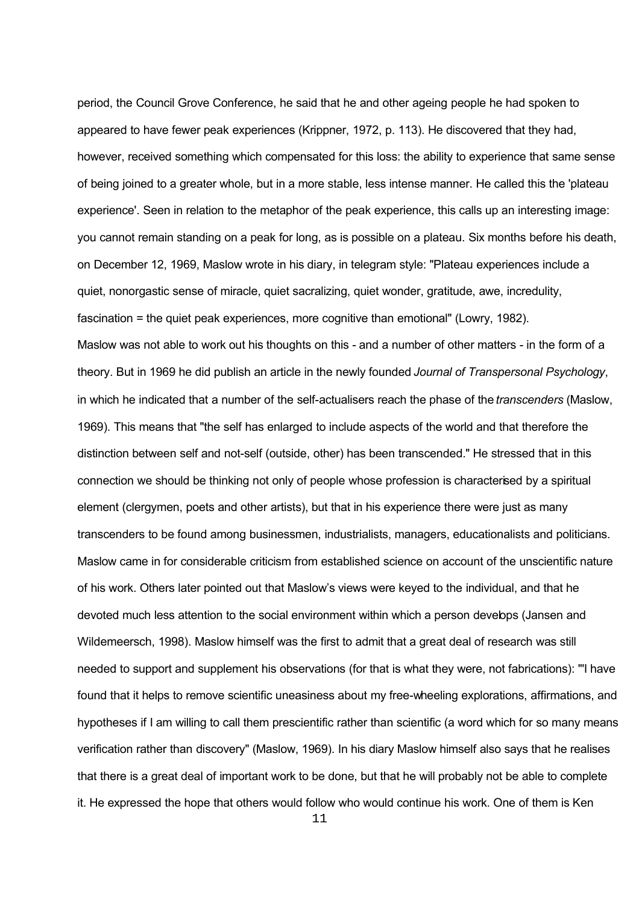period, the Council Grove Conference, he said that he and other ageing people he had spoken to appeared to have fewer peak experiences (Krippner, 1972, p. 113). He discovered that they had, however, received something which compensated for this loss: the ability to experience that same sense of being joined to a greater whole, but in a more stable, less intense manner. He called this the 'plateau experience'. Seen in relation to the metaphor of the peak experience, this calls up an interesting image: you cannot remain standing on a peak for long, as is possible on a plateau. Six months before his death, on December 12, 1969, Maslow wrote in his diary, in telegram style: "Plateau experiences include a quiet, nonorgastic sense of miracle, quiet sacralizing, quiet wonder, gratitude, awe, incredulity, fascination = the quiet peak experiences, more cognitive than emotional" (Lowry, 1982).

Maslow was not able to work out his thoughts on this - and a number of other matters - in the form of a theory. But in 1969 he did publish an article in the newly founded *Journal of Transpersonal Psychology*, in which he indicated that a number of the self-actualisers reach the phase of the *transcenders* (Maslow, 1969). This means that "the self has enlarged to include aspects of the world and that therefore the distinction between self and not-self (outside, other) has been transcended." He stressed that in this connection we should be thinking not only of people whose profession is characterised by a spiritual element (clergymen, poets and other artists), but that in his experience there were just as many transcenders to be found among businessmen, industrialists, managers, educationalists and politicians.

Maslow came in for considerable criticism from established science on account of the unscientific nature of his work. Others later pointed out that Maslow's views were keyed to the individual, and that he devoted much less attention to the social environment within which a person develops (Jansen and Wildemeersch, 1998). Maslow himself was the first to admit that a great deal of research was still needed to support and supplement his observations (for that is what they were, not fabrications): "'I have found that it helps to remove scientific uneasiness about my free-wheeling explorations, affirmations, and hypotheses if I am willing to call them prescientific rather than scientific (a word which for so many means verification rather than discovery" (Maslow, 1969). In his diary Maslow himself also says that he realises that there is a great deal of important work to be done, but that he will probably not be able to complete it. He expressed the hope that others would follow who would continue his work. One of them is Ken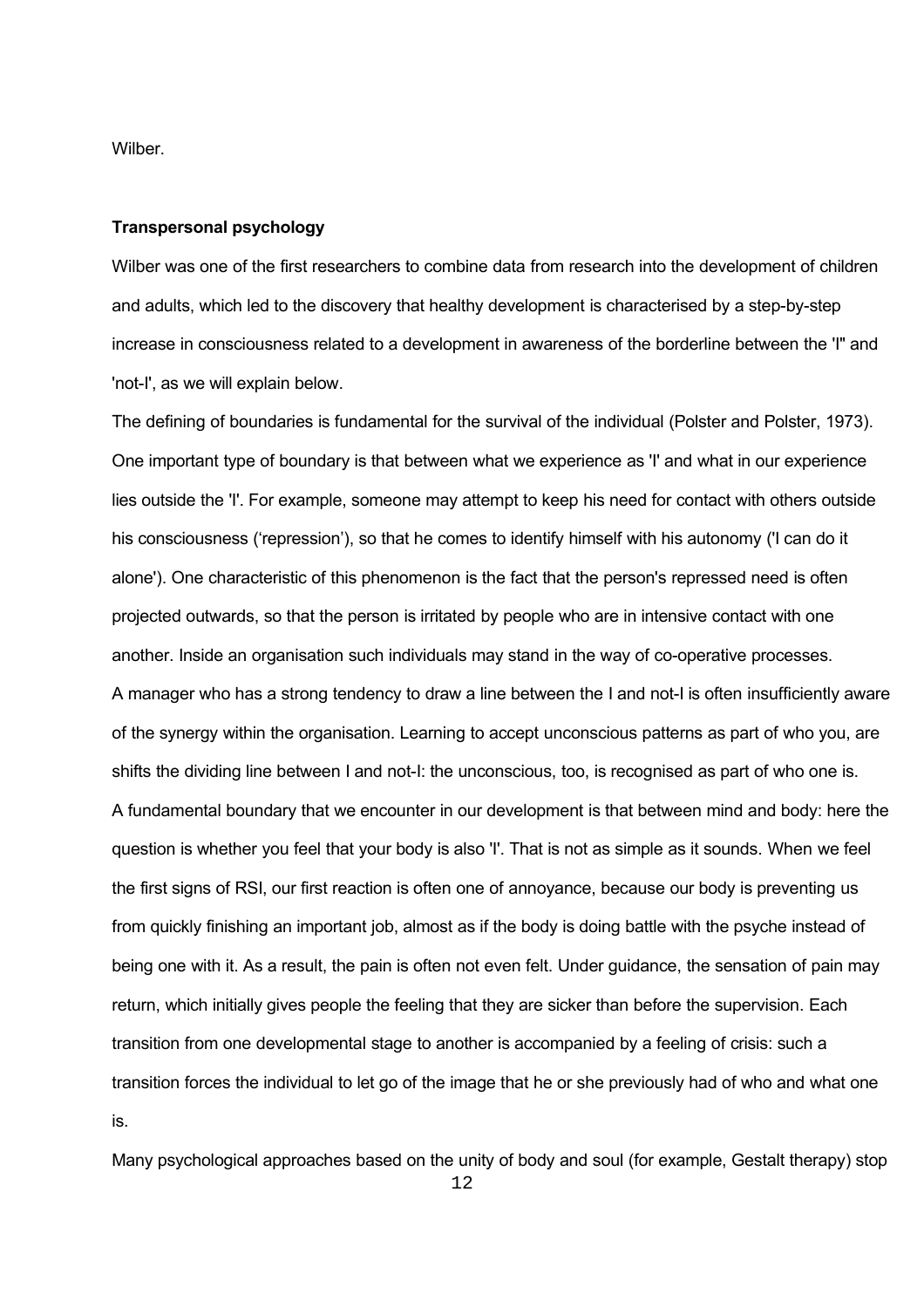Wilber.

**Transpersonal psychology**

Wilber was one of the first researchers to combine data from research into the development of children and adults, which led to the discovery that healthy development is characterised by a step-by-step increase in consciousness related to a development in awareness of the borderline between the 'I" and 'not-I', as we will explain below.

The defining of boundaries is fundamental for the survival of the individual (Polster and Polster, 1973). One important type of boundary is that between what we experience as 'I' and what in our experience lies outside the 'I'. For example, someone may attempt to keep his need for contact with others outside his consciousness ('repression'), so that he comes to identify himself with his autonomy ('I can do it alone'). One characteristic of this phenomenon is the fact that the person's repressed need is often projected outwards, so that the person is irritated by people who are in intensive contact with one another. Inside an organisation such individuals may stand in the way of co-operative processes.

A manager who has a strong tendency to draw a line between the I and not-I is often insufficiently aware of the synergy within the organisation. Learning to accept unconscious patterns as part of who you, are shifts the dividing line between I and not-I: the unconscious, too, is recognised as part of who one is.

A fundamental boundary that we encounter in our development is that between mind and body: here the question is whether you feel that your body is also 'I'. That is not as simple as it sounds. When we feel the first signs of RSI, our first reaction is often one of annoyance, because our body is preventing us from quickly finishing an important job, almost as if the body is doing battle with the psyche instead of being one with it. As a result, the pain is often not even felt. Under guidance, the sensation of pain may return, which initially gives people the feeling that they are sicker than before the supervision. Each transition from one developmental stage to another is accompanied by a feeling of crisis: such a transition forces the individual to let go of the image that he or she previously had of who and what one is.

Many psychological approaches based on the unity of body and soul (for example, Gestalt therapy) stop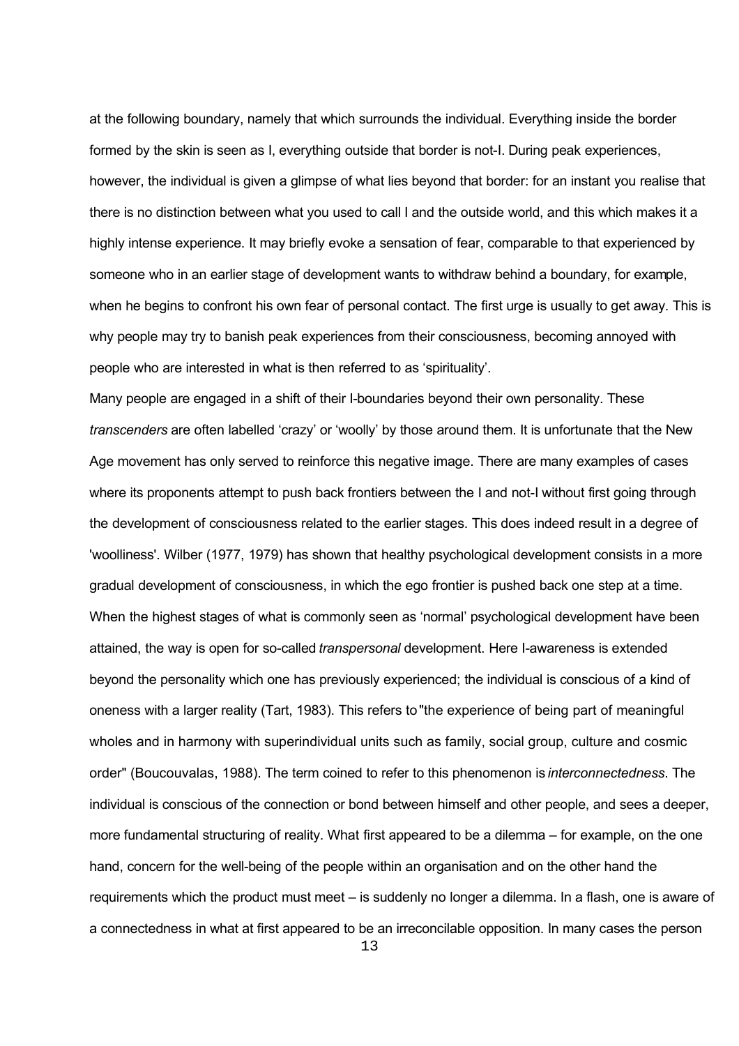at the following boundary, namely that which surrounds the individual. Everything inside the border formed by the skin is seen as I, everything outside that border is not-I. During peak experiences, however, the individual is given a glimpse of what lies beyond that border: for an instant you realise that there is no distinction between what you used to call I and the outside world, and this which makes it a highly intense experience. It may briefly evoke a sensation of fear, comparable to that experienced by someone who in an earlier stage of development wants to withdraw behind a boundary, for example, when he begins to confront his own fear of personal contact. The first urge is usually to get away. This is why people may try to banish peak experiences from their consciousness, becoming annoyed with people who are interested in what is then referred to as 'spirituality'.

Many people are engaged in a shift of their I-boundaries beyond their own personality. These *transcenders* are often labelled 'crazy' or 'woolly' by those around them. It is unfortunate that the New Age movement has only served to reinforce this negative image. There are many examples of cases where its proponents attempt to push back frontiers between the I and not-I without first going through the development of consciousness related to the earlier stages. This does indeed result in a degree of 'woolliness'. Wilber (1977, 1979) has shown that healthy psychological development consists in a more gradual development of consciousness, in which the ego frontier is pushed back one step at a time. When the highest stages of what is commonly seen as 'normal' psychological development have been attained, the way is open for so-called *transpersonal* development. Here I-awareness is extended beyond the personality which one has previously experienced; the individual is conscious of a kind of oneness with a larger reality (Tart, 1983). This refers to "the experience of being part of meaningful wholes and in harmony with superindividual units such as family, social group, culture and cosmic order" (Boucouvalas, 1988). The term coined to refer to this phenomenon is *interconnectedness*. The individual is conscious of the connection or bond between himself and other people, and sees a deeper, more fundamental structuring of reality. What first appeared to be a dilemma – for example, on the one hand, concern for the well-being of the people within an organisation and on the other hand the requirements which the product must meet – is suddenly no longer a dilemma. In a flash, one is aware of a connectedness in what at first appeared to be an irreconcilable opposition. In many cases the person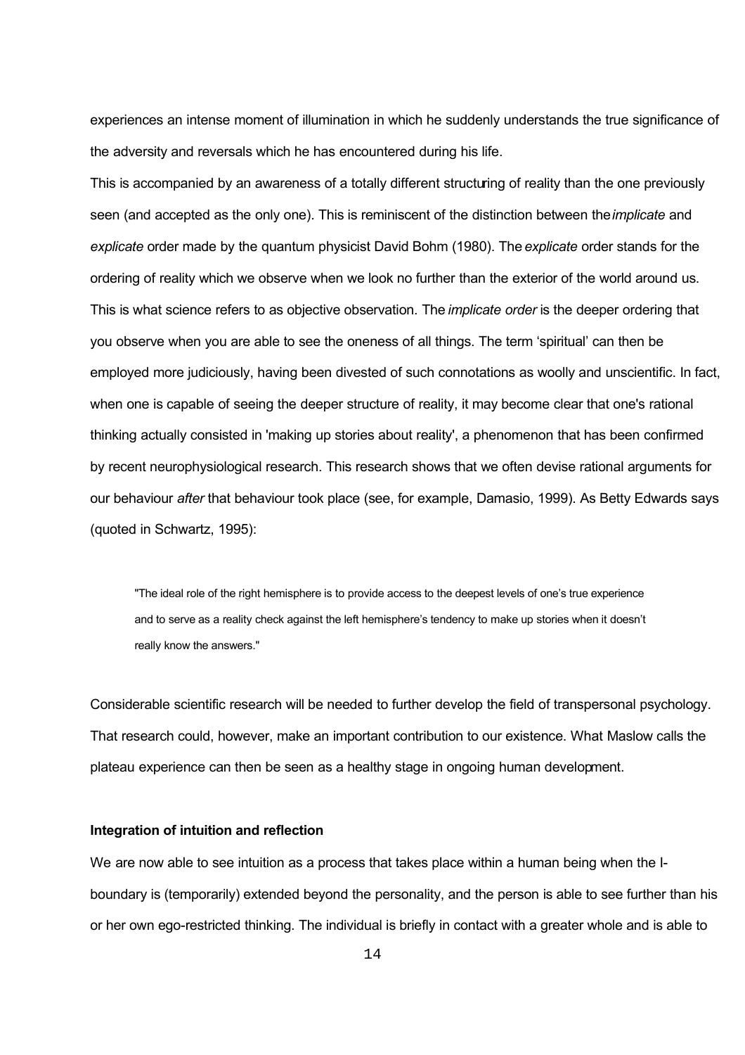experiences an intense moment of illumination in which he suddenly understands the true significance of the adversity and reversals which he has encountered during his life.

This is accompanied by an awareness of a totally different structuring of reality than the one previously seen (and accepted as the only one). This is reminiscent of the distinction between the *implicate* and *explicate* order made by the quantum physicist David Bohm (1980). The *explicate* order stands for the ordering of reality which we observe when we look no further than the exterior of the world around us. This is what science refers to as objective observation. The *implicate order* is the deeper ordering that you observe when you are able to see the oneness of all things. The term 'spiritual' can then be employed more judiciously, having been divested of such connotations as woolly and unscientific. In fact, when one is capable of seeing the deeper structure of reality, it may become clear that one's rational thinking actually consisted in 'making up stories about reality', a phenomenon that has been confirmed by recent neurophysiological research. This research shows that we often devise rational arguments for our behaviour *after* that behaviour took place (see, for example, Damasio, 1999). As Betty Edwards says (quoted in Schwartz, 1995):

> "The ideal role of the right hemisphere is to provide access to the deepest levels of one's true experience and to serve as a reality check against the left hemisphere's tendency to make up stories when it doesn't really know the answers."

Considerable scientific research will be needed to further develop the field of transpersonal psychology. That research could, however, make an important contribution to our existence. What Maslow calls the plateau experience can then be seen as a healthy stage in ongoing human development.

**Integration of intuition and reflection**

We are now able to see intuition as a process that takes place within a human being when the I-boundary is (temporarily) extended beyond the personality, and the person is able to see further than his or her own ego-restricted thinking. The individual is briefly in contact with a greater whole and is able to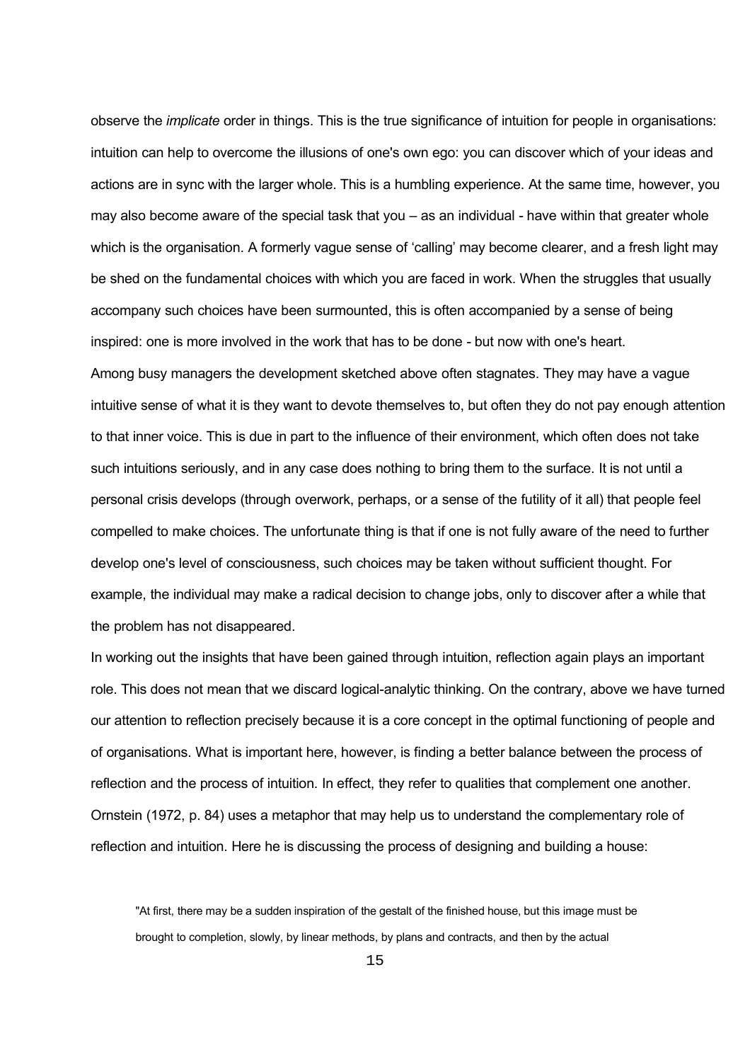observe the *implicate* order in things. This is the true significance of intuition for people in organisations: intuition can help to overcome the illusions of one's own ego: you can discover which of your ideas and actions are in sync with the larger whole. This is a humbling experience. At the same time, however, you may also become aware of the special task that you – as an individual - have within that greater whole which is the organisation. A formerly vague sense of 'calling' may become clearer, and a fresh light may be shed on the fundamental choices with which you are faced in work. When the struggles that usually accompany such choices have been surmounted, this is often accompanied by a sense of being inspired: one is more involved in the work that has to be done - but now with one's heart.

Among busy managers the development sketched above often stagnates. They may have a vague intuitive sense of what it is they want to devote themselves to, but often they do not pay enough attention to that inner voice. This is due in part to the influence of their environment, which often does not take such intuitions seriously, and in any case does nothing to bring them to the surface. It is not until a personal crisis develops (through overwork, perhaps, or a sense of the futility of it all) that people feel compelled to make choices. The unfortunate thing is that if one is not fully aware of the need to further develop one's level of consciousness, such choices may be taken without sufficient thought. For example, the individual may make a radical decision to change jobs, only to discover after a while that the problem has not disappeared.

In working out the insights that have been gained through intuition, reflection again plays an important role. This does not mean that we discard logical-analytic thinking. On the contrary, above we have turned our attention to reflection precisely because it is a core concept in the optimal functioning of people and of organisations. What is important here, however, is finding a better balance between the process of reflection and the process of intuition. In effect, they refer to qualities that complement one another. Ornstein (1972, p. 84) uses a metaphor that may help us to understand the complementary role of reflection and intuition. Here he is discussing the process of designing and building a house:

> "At first, there may be a sudden inspiration of the gestalt of the finished house, but this image must be brought to completion, slowly, by linear methods, by plans and contracts, and then by the actual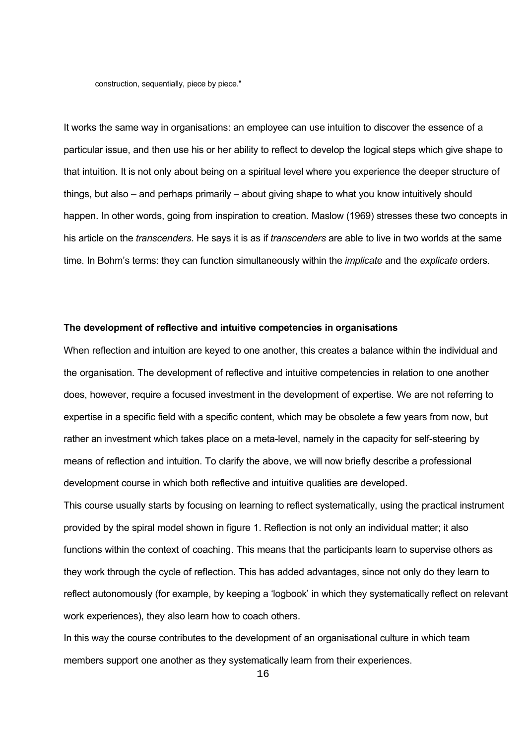construction, sequentially, piece by piece."

It works the same way in organisations: an employee can use intuition to discover the essence of a particular issue, and then use his or her ability to reflect to develop the logical steps which give shape to that intuition. It is not only about being on a spiritual level where you experience the deeper structure of things, but also – and perhaps primarily – about giving shape to what you know intuitively should happen. In other words, going from inspiration to creation. Maslow (1969) stresses these two concepts in his article on the *transcenders*. He says it is as if *transcenders* are able to live in two worlds at the same time. In Bohm's terms: they can function simultaneously within the *implicate* and the *explicate* orders.

**The development of reflective and intuitive competencies in organisations**

When reflection and intuition are keyed to one another, this creates a balance within the individual and the organisation. The development of reflective and intuitive competencies in relation to one another does, however, require a focused investment in the development of expertise. We are not referring to expertise in a specific field with a specific content, which may be obsolete a few years from now, but rather an investment which takes place on a meta-level, namely in the capacity for self-steering by means of reflection and intuition. To clarify the above, we will now briefly describe a professional development course in which both reflective and intuitive qualities are developed.

This course usually starts by focusing on learning to reflect systematically, using the practical instrument provided by the spiral model shown in figure 1. Reflection is not only an individual matter; it also functions within the context of coaching. This means that the participants learn to supervise others as they work through the cycle of reflection. This has added advantages, since not only do they learn to reflect autonomously (for example, by keeping a 'logbook' in which they systematically reflect on relevant work experiences), they also learn how to coach others.

In this way the course contributes to the development of an organisational culture in which team members support one another as they systematically learn from their experiences.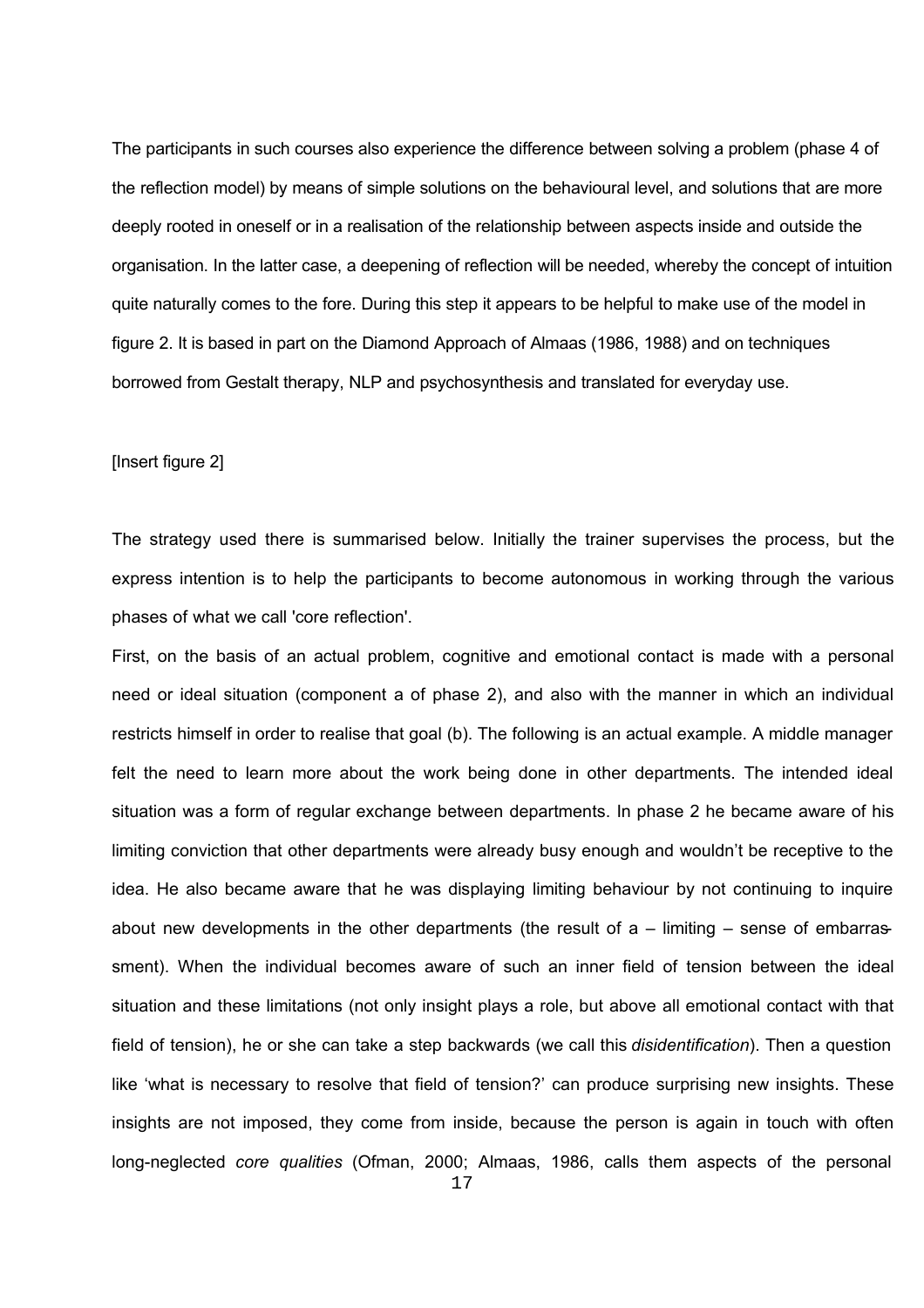The participants in such courses also experience the difference between solving a problem (phase 4 of the reflection model) by means of simple solutions on the behavioural level, and solutions that are more deeply rooted in oneself or in a realisation of the relationship between aspects inside and outside the organisation. In the latter case, a deepening of reflection will be needed, whereby the concept of intuition quite naturally comes to the fore. During this step it appears to be helpful to make use of the model in figure 2. It is based in part on the Diamond Approach of Almaas (1986, 1988) and on techniques borrowed from Gestalt therapy, NLP and psychosynthesis and translated for everyday use.

[Insert figure 2]

The strategy used there is summarised below. Initially the trainer supervises the process, but the express intention is to help the participants to become autonomous in working through the various phases of what we call 'core reflection'.

First, on the basis of an actual problem, cognitive and emotional contact is made with a personal need or ideal situation (component a of phase 2), and also with the manner in which an individual restricts himself in order to realise that goal (b). The following is an actual example. A middle manager felt the need to learn more about the work being done in other departments. The intended ideal situation was a form of regular exchange between departments. In phase 2 he became aware of his limiting conviction that other departments were already busy enough and wouldn't be receptive to the idea. He also became aware that he was displaying limiting behaviour by not continuing to inquire about new developments in the other departments (the result of a – limiting – sense of embarrassment). When the individual becomes aware of such an inner field of tension between the ideal situation and these limitations (not only insight plays a role, but above all emotional contact with that field of tension), he or she can take a step backwards (we call this *disidentification*). Then a question like 'what is necessary to resolve that field of tension?' can produce surprising new insights. These insights are not imposed, they come from inside, because the person is again in touch with often long-neglected *core qualities* (Ofman, 2000; Almaas, 1986, calls them aspects of the personal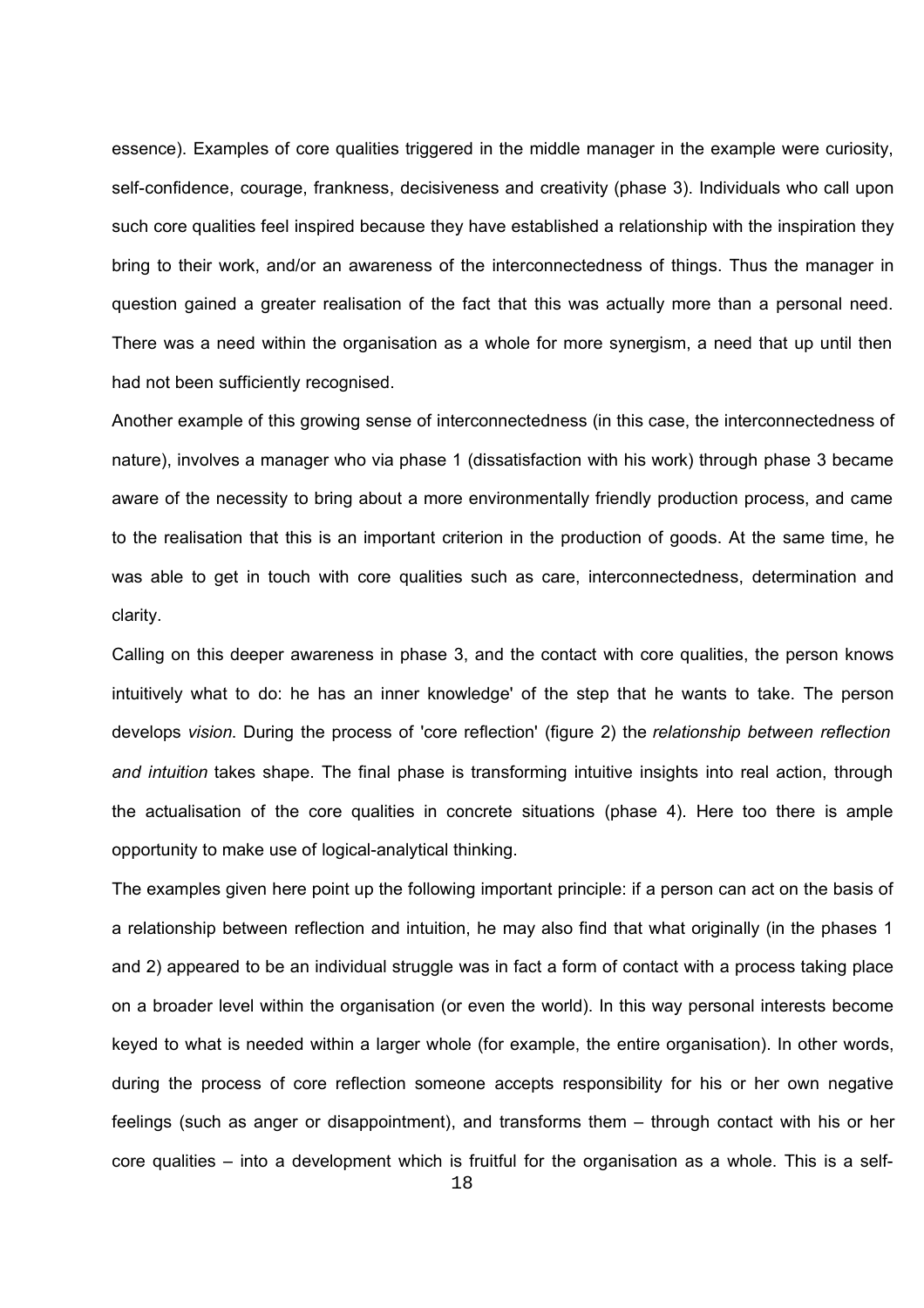essence). Examples of core qualities triggered in the middle manager in the example were curiosity, self-confidence, courage, frankness, decisiveness and creativity (phase 3). Individuals who call upon such core qualities feel inspired because they have established a relationship with the inspiration they bring to their work, and/or an awareness of the interconnectedness of things. Thus the manager in question gained a greater realisation of the fact that this was actually more than a personal need. There was a need within the organisation as a whole for more synergism, a need that up until then had not been sufficiently recognised.

Another example of this growing sense of interconnectedness (in this case, the interconnectedness of nature), involves a manager who via phase 1 (dissatisfaction with his work) through phase 3 became aware of the necessity to bring about a more environmentally friendly production process, and came to the realisation that this is an important criterion in the production of goods. At the same time, he was able to get in touch with core qualities such as care, interconnectedness, determination and clarity.

Calling on this deeper awareness in phase 3, and the contact with core qualities, the person knows intuitively what to do: he has an inner knowledge' of the step that he wants to take. The person develops *vision*. During the process of 'core reflection' (figure 2) the *relationship between reflection and intuition* takes shape. The final phase is transforming intuitive insights into real action, through the actualisation of the core qualities in concrete situations (phase 4). Here too there is ample opportunity to make use of logical-analytical thinking.

The examples given here point up the following important principle: if a person can act on the basis of a relationship between reflection and intuition, he may also find that what originally (in the phases 1 and 2) appeared to be an individual struggle was in fact a form of contact with a process taking place on a broader level within the organisation (or even the world). In this way personal interests become keyed to what is needed within a larger whole (for example, the entire organisation). In other words, during the process of core reflection someone accepts responsibility for his or her own negative feelings (such as anger or disappointment), and transforms them – through contact with his or her core qualities – into a development which is fruitful for the organisation as a whole. This is a self-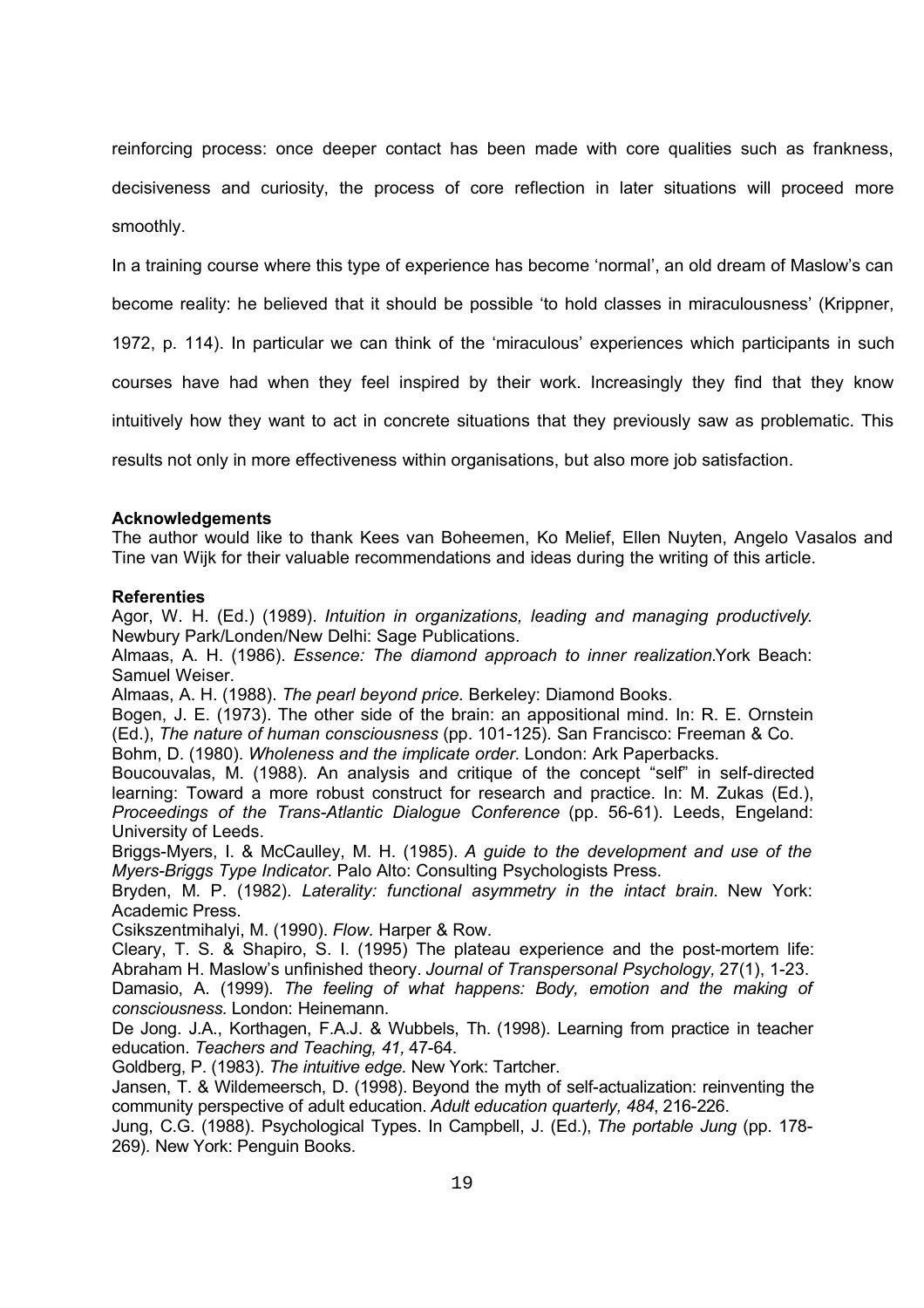reinforcing process: once deeper contact has been made with core qualities such as frankness, decisiveness and curiosity, the process of core reflection in later situations will proceed more smoothly.

In a training course where this type of experience has become 'normal', an old dream of Maslow's can become reality: he believed that it should be possible 'to hold classes in miraculousness' (Krippner, 1972, p. 114). In particular we can think of the 'miraculous' experiences which participants in such courses have had when they feel inspired by their work. Increasingly they find that they know intuitively how they want to act in concrete situations that they previously saw as problematic. This results not only in more effectiveness within organisations, but also more job satisfaction.

**Acknowledgements**

The author would like to thank Kees van Boheemen, Ko Melief, Ellen Nuyten, Angelo Vasalos and Tine van Wijk for their valuable recommendations and ideas during the writing of this article.

**Referenties**

Agor, W. H. (Ed.) (1989). *Intuition in organizations, leading and managing productively.* Newbury Park/Londen/New Delhi: Sage Publications.

Almaas, A. H. (1986). *Essence: The diamond approach to inner realization.*York Beach: Samuel Weiser.

Almaas, A. H. (1988). *The pearl beyond price.* Berkeley: Diamond Books.

Bogen, J. E. (1973). The other side of the brain: an appositional mind. In: R. E. Ornstein (Ed.), *The nature of human consciousness* (pp. 101-125). San Francisco: Freeman & Co.

Bohm, D. (1980). *Wholeness and the implicate order.* London: Ark Paperbacks.

Boucouvalas, M. (1988). An analysis and critique of the concept "self" in self-directed learning: Toward a more robust construct for research and practice. In: M. Zukas (Ed.), *Proceedings of the Trans-Atlantic Dialogue Conference* (pp. 56-61). Leeds, Engeland: University of Leeds.

Briggs-Myers, I. & McCaulley, M. H. (1985). *A guide to the development and use of the Myers-Briggs Type Indicator.* Palo Alto: Consulting Psychologists Press.

Bryden, M. P. (1982). *Laterality: functional asymmetry in the intact brain.* New York: Academic Press.

Csikszentmihalyi, M. (1990). *Flow.* Harper & Row.

Cleary, T. S. & Shapiro, S. I. (1995) The plateau experience and the post-mortem life: Abraham H. Maslow's unfinished theory. *Journal of Transpersonal Psychology,* 27(1), 1-23.

Damasio, A. (1999). *The feeling of what happens: Body, emotion and the making of consciousness.* London: Heinemann.

De Jong. J.A., Korthagen, F.A.J. & Wubbels, Th. (1998). Learning from practice in teacher education. *Teachers and Teaching, 41,* 47-64.

Goldberg, P. (1983). *The intuitive edge.* New York: Tartcher.

Jansen, T. & Wildemeersch, D. (1998). Beyond the myth of self-actualization: reinventing the community perspective of adult education. *Adult education quarterly, 484*, 216-226.

Jung, C.G. (1988). Psychological Types. In Campbell, J. (Ed.), *The portable Jung* (pp. 178-269)*.* New York: Penguin Books.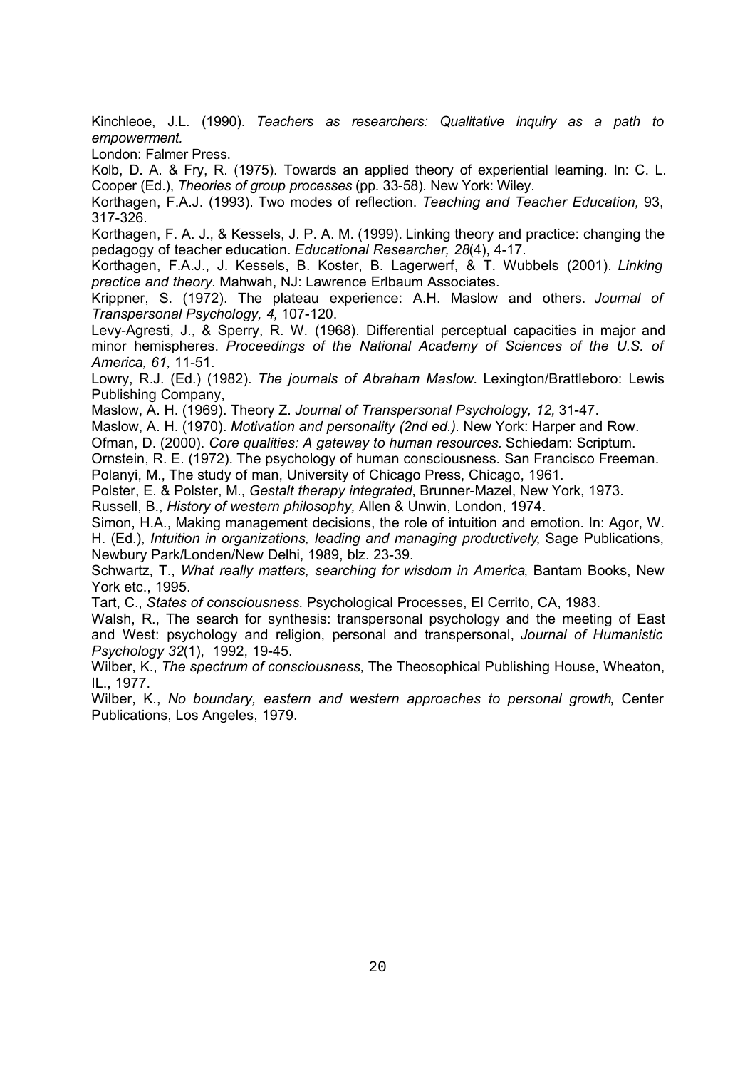Kinchleoe, J.L. (1990). *Teachers as researchers: Qualitative inquiry as a path to empowerment.*
London: Falmer Press.

Kolb, D. A. & Fry, R. (1975). Towards an applied theory of experiential learning. In: C. L. Cooper (Ed.), *Theories of group processes* (pp. 33-58). New York: Wiley.

Korthagen, F.A.J. (1993). Two modes of reflection. *Teaching and Teacher Education,* 93, 317-326.

Korthagen, F. A. J., & Kessels, J. P. A. M. (1999). Linking theory and practice: changing the pedagogy of teacher education. *Educational Researcher, 28*(4), 4-17.

Korthagen, F.A.J., J. Kessels, B. Koster, B. Lagerwerf, & T. Wubbels (2001). *Linking practice and theory.* Mahwah, NJ: Lawrence Erlbaum Associates.

Krippner, S. (1972). The plateau experience: A.H. Maslow and others. *Journal of Transpersonal Psychology, 4,* 107-120.

Levy-Agresti, J., & Sperry, R. W. (1968). Differential perceptual capacities in major and minor hemispheres. *Proceedings of the National Academy of Sciences of the U.S. of America, 61,* 11-51.

Lowry, R.J. (Ed.) (1982). *The journals of Abraham Maslow.* Lexington/Brattleboro: Lewis Publishing Company,

Maslow, A. H. (1969). Theory Z. *Journal of Transpersonal Psychology, 12,* 31-47.

Maslow, A. H. (1970). *Motivation and personality (2nd ed.).* New York: Harper and Row.

Ofman, D. (2000). *Core qualities: A gateway to human resources.* Schiedam: Scriptum.

Ornstein, R. E. (1972). The psychology of human consciousness. San Francisco Freeman.

Polanyi, M., The study of man, University of Chicago Press, Chicago, 1961.

Polster, E. & Polster, M., *Gestalt therapy integrated*, Brunner-Mazel, New York, 1973.

Russell, B., *History of western philosophy,* Allen & Unwin, London, 1974.

Simon, H.A., Making management decisions, the role of intuition and emotion. In: Agor, W. H. (Ed.), *Intuition in organizations, leading and managing productively*, Sage Publications, Newbury Park/Londen/New Delhi, 1989, blz. 23-39.

Schwartz, T., *What really matters, searching for wisdom in America*, Bantam Books, New York etc., 1995.

Tart, C., *States of consciousness.* Psychological Processes, El Cerrito, CA, 1983.

Walsh, R., The search for synthesis: transpersonal psychology and the meeting of East and West: psychology and religion, personal and transpersonal, *Journal of Humanistic Psychology 32*(1), 1992, 19-45.

Wilber, K., *The spectrum of consciousness,* The Theosophical Publishing House, Wheaton, IL., 1977.

Wilber, K., *No boundary, eastern and western approaches to personal growth*, Center Publications, Los Angeles, 1979.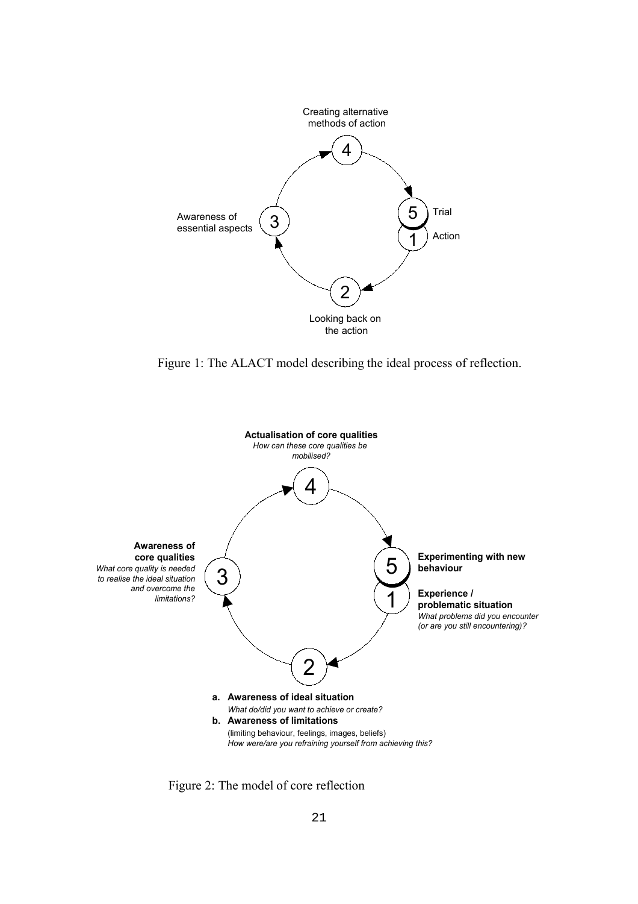Creating alternative methods of action

4

Awareness of essential aspects

3

5 Trial

1 Action

2

Looking back on the action

Figure 1: The ALACT model describing the ideal process of reflection.

**Actualisation of core qualities**
*How can these core qualities be mobilised?*

4

**Awareness of core qualities**
*What core quality is needed to realise the ideal situation and overcome the limitations?*

3

5 **Experimenting with new behaviour**

1 **Experience / problematic situation**
*What problems did you encounter (or are you still encountering)?*

2

**a. Awareness of ideal situation**
*What do/did you want to achieve or create?*

**b. Awareness of limitations**
(limiting behaviour, feelings, images, beliefs)
*How were/are you refraining yourself from achieving this?*

Figure 2: The model of core reflection